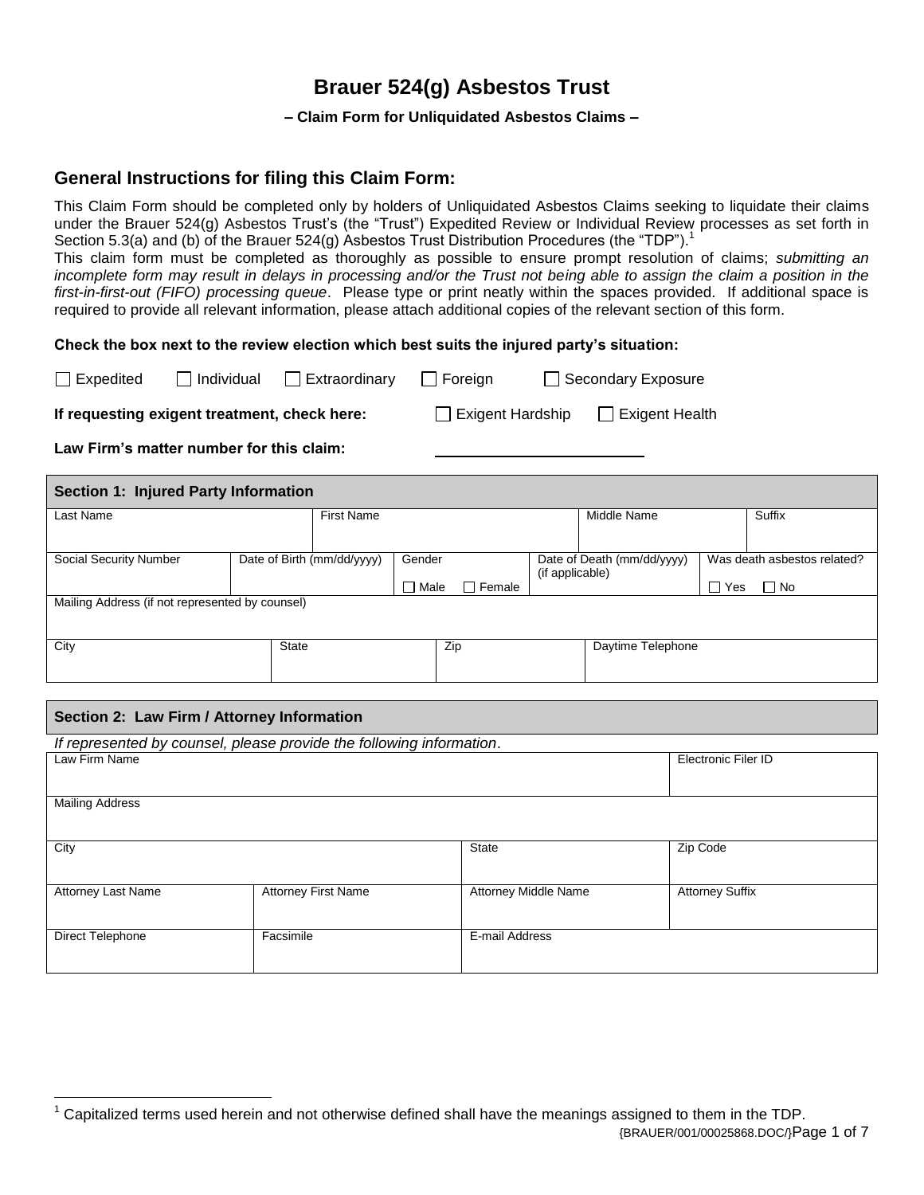# Brauer 524(g) Asbestos Trust

**– Claim Form for Unliquidated Asbestos Claims –**

## General Instructions for filing this Claim Form:

This Claim Form should be completed only by holders of Unliquidated Asbestos Claims seeking to liquidate their claims under the Brauer 524(g) Asbestos Trust's (the "Trust") Expedited Review or Individual Review processes as set forth in Section 5.3(a) and (b) of the Brauer 524(g) Asbestos Trust Distribution Procedures (the "TDP").[1]

This claim form must be completed as thoroughly as possible to ensure prompt resolution of claims; *submitting an incomplete form may result in delays in processing and/or the Trust not being able to assign the claim a position in the first-in-first-out (FIFO) processing queue*. Please type or print neatly within the spaces provided. If additional space is required to provide all relevant information, please attach additional copies of the relevant section of this form.

**Check the box next to the review election which best suits the injured party's situation:**

☐ Expedited ☐ Individual ☐ Extraordinary ☐ Foreign ☐ Secondary Exposure

**If requesting exigent treatment, check here:** ☐ Exigent Hardship ☐ Exigent Health

**Law Firm's matter number for this claim:** ____________________

| Section 1: Injured Party Information | | | | |
|---|---|---|---|---|
| Last Name | First Name | | Middle Name | Suffix |
| Social Security Number | Date of Birth (mm/dd/yyyy) | Gender ☐ Male ☐ Female | Date of Death (mm/dd/yyyy) (if applicable) | Was death asbestos related? ☐ Yes ☐ No |
| Mailing Address (if not represented by counsel) | | | | |
| City | State | Zip | Daytime Telephone | |

| Section 2: Law Firm / Attorney Information | | | |
|---|---|---|---|
| *If represented by counsel, please provide the following information*. | | | |
| Law Firm Name | | | Electronic Filer ID |
| Mailing Address | | | |
| City | | State | Zip Code |
| Attorney Last Name | Attorney First Name | Attorney Middle Name | Attorney Suffix |
| Direct Telephone | Facsimile | E-mail Address | |

[1] Capitalized terms used herein and not otherwise defined shall have the meanings assigned to them in the TDP.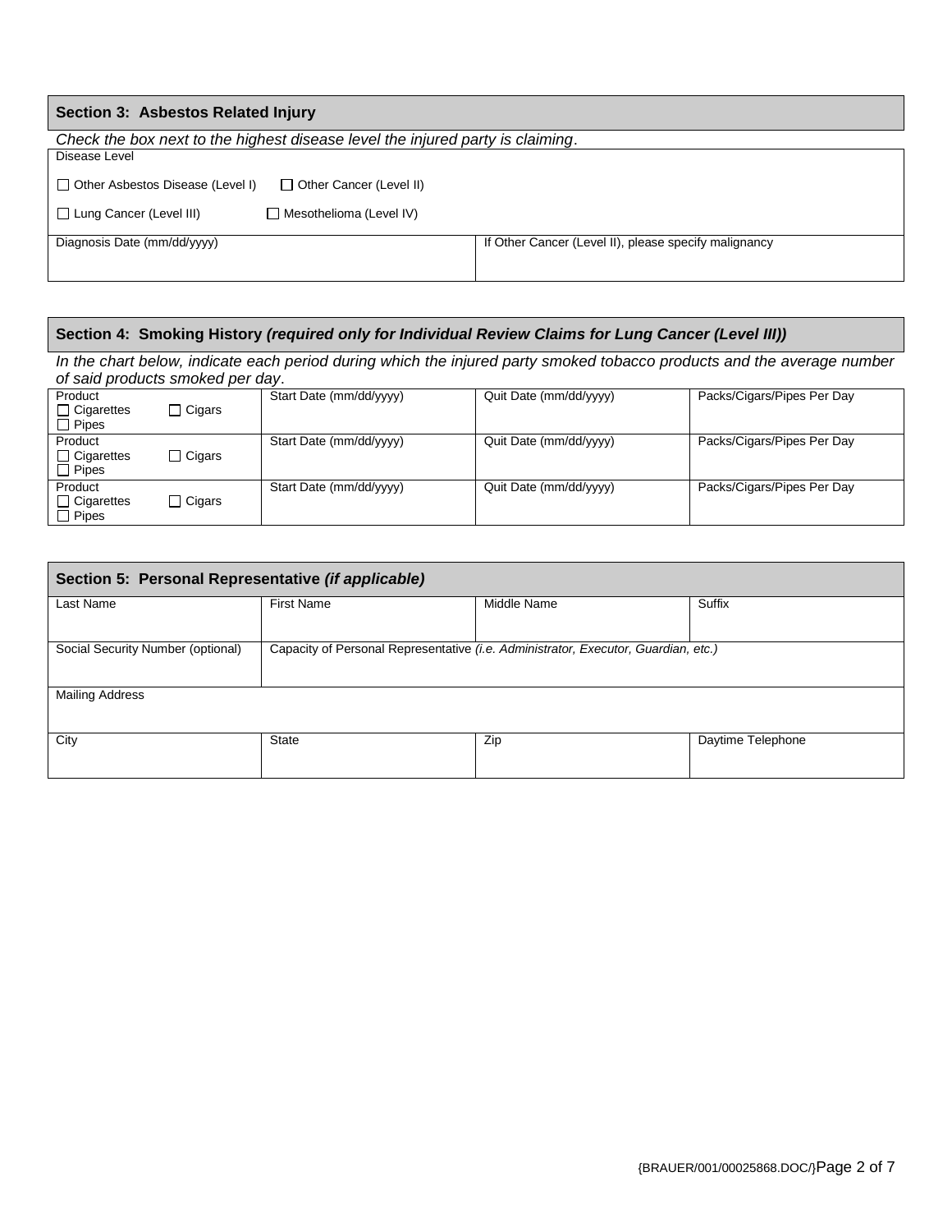## Section 3: Asbestos Related Injury

*Check the box next to the highest disease level the injured party is claiming*.

| Disease Level | |
|---|---|
| ☐ Other Asbestos Disease (Level I) ☐ Other Cancer (Level II)<br>☐ Lung Cancer (Level III) ☐ Mesothelioma (Level IV) | |
| Diagnosis Date (mm/dd/yyyy) | If Other Cancer (Level II), please specify malignancy |

## Section 4: Smoking History *(required only for Individual Review Claims for Lung Cancer (Level III))*

*In the chart below, indicate each period during which the injured party smoked tobacco products and the average number of said products smoked per day*.

| Product | Start Date (mm/dd/yyyy) | Quit Date (mm/dd/yyyy) | Packs/Cigars/Pipes Per Day |
|---|---|---|---|
| ☐ Cigarettes ☐ Cigars ☐ Pipes | | | |
| ☐ Cigarettes ☐ Cigars ☐ Pipes | | | |
| ☐ Cigarettes ☐ Cigars ☐ Pipes | | | |

## Section 5: Personal Representative *(if applicable)*

| Last Name | First Name | Middle Name | Suffix |
|---|---|---|---|
| Social Security Number (optional) | Capacity of Personal Representative *(i.e. Administrator, Executor, Guardian, etc.)* | | |
| Mailing Address | | | |
| City | State | Zip | Daytime Telephone |

{BRAUER/001/00025868.DOC/}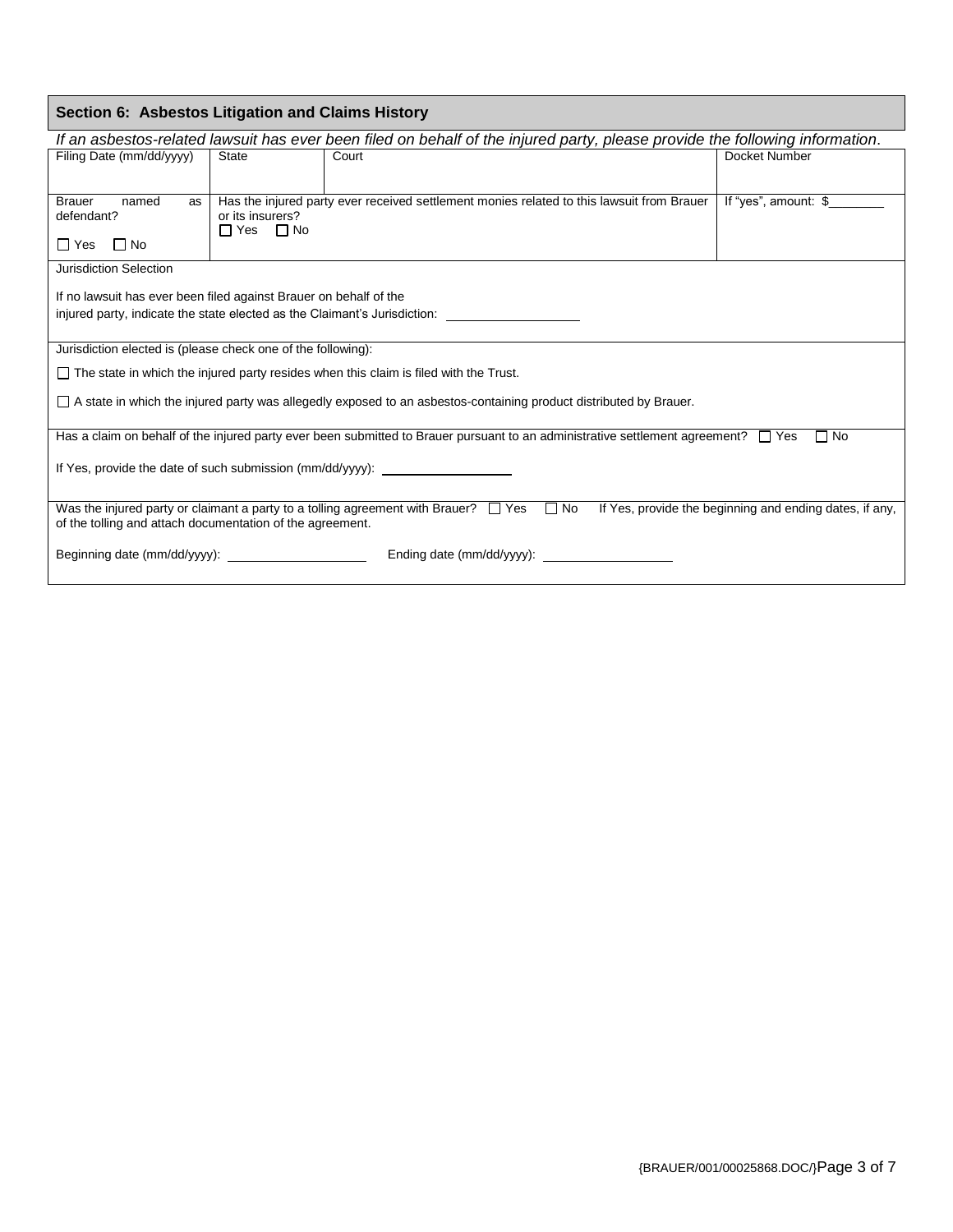## Section 6: Asbestos Litigation and Claims History

*If an asbestos-related lawsuit has ever been filed on behalf of the injured party, please provide the following information.*

| Filing Date (mm/dd/yyyy) | State | Court | Docket Number |
|---|---|---|---|
| | | | |
| Brauer named as defendant? ☐ Yes ☐ No | Has the injured party ever received settlement monies related to this lawsuit from Brauer or its insurers? ☐ Yes ☐ No | | If "yes", amount: $________ |

Jurisdiction Selection

If no lawsuit has ever been filed against Brauer on behalf of the injured party, indicate the state elected as the Claimant's Jurisdiction: ____________________

Jurisdiction elected is (please check one of the following):

☐ The state in which the injured party resides when this claim is filed with the Trust.

☐ A state in which the injured party was allegedly exposed to an asbestos-containing product distributed by Brauer.

Has a claim on behalf of the injured party ever been submitted to Brauer pursuant to an administrative settlement agreement? ☐ Yes ☐ No

If Yes, provide the date of such submission (mm/dd/yyyy): ____________________

Was the injured party or claimant a party to a tolling agreement with Brauer? ☐ Yes ☐ No If Yes, provide the beginning and ending dates, if any, of the tolling and attach documentation of the agreement.

Beginning date (mm/dd/yyyy): ____________________ Ending date (mm/dd/yyyy): ____________________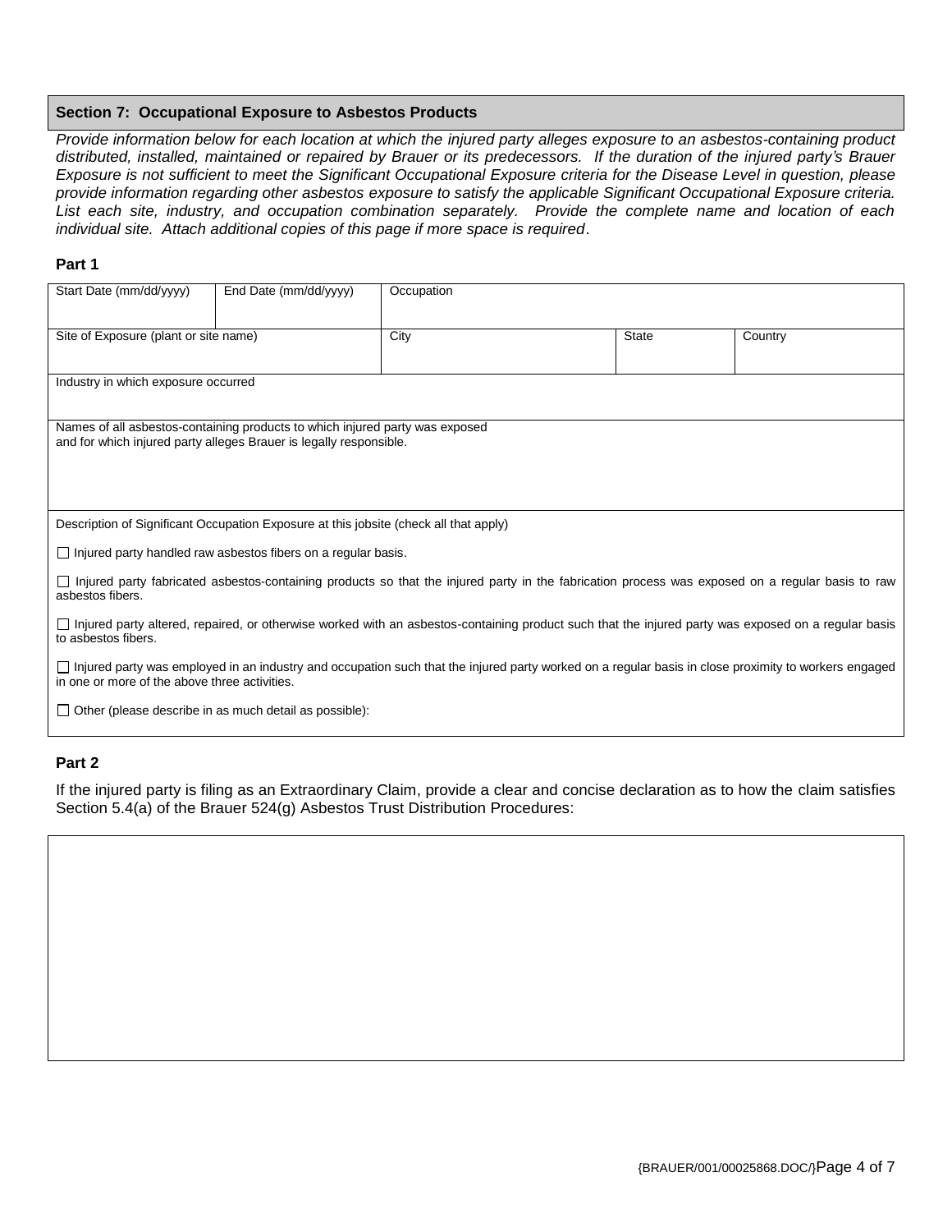## Section 7: Occupational Exposure to Asbestos Products

*Provide information below for each location at which the injured party alleges exposure to an asbestos-containing product distributed, installed, maintained or repaired by Brauer or its predecessors. If the duration of the injured party's Brauer Exposure is not sufficient to meet the Significant Occupational Exposure criteria for the Disease Level in question, please provide information regarding other asbestos exposure to satisfy the applicable Significant Occupational Exposure criteria. List each site, industry, and occupation combination separately. Provide the complete name and location of each individual site. Attach additional copies of this page if more space is required.*

### Part 1

| Start Date (mm/dd/yyyy) | End Date (mm/dd/yyyy) | Occupation | | |
|---|---|---|---|---|
| Site of Exposure (plant or site name) | | City | State | Country |
| Industry in which exposure occurred | | | | |
| Names of all asbestos-containing products to which injured party was exposed and for which injured party alleges Brauer is legally responsible. | | | | |

Description of Significant Occupation Exposure at this jobsite (check all that apply)

- ☐ Injured party handled raw asbestos fibers on a regular basis.
- ☐ Injured party fabricated asbestos-containing products so that the injured party in the fabrication process was exposed on a regular basis to raw asbestos fibers.
- ☐ Injured party altered, repaired, or otherwise worked with an asbestos-containing product such that the injured party was exposed on a regular basis to asbestos fibers.
- ☐ Injured party was employed in an industry and occupation such that the injured party worked on a regular basis in close proximity to workers engaged in one or more of the above three activities.
- ☐ Other (please describe in as much detail as possible):

### Part 2

If the injured party is filing as an Extraordinary Claim, provide a clear and concise declaration as to how the claim satisfies Section 5.4(a) of the Brauer 524(g) Asbestos Trust Distribution Procedures: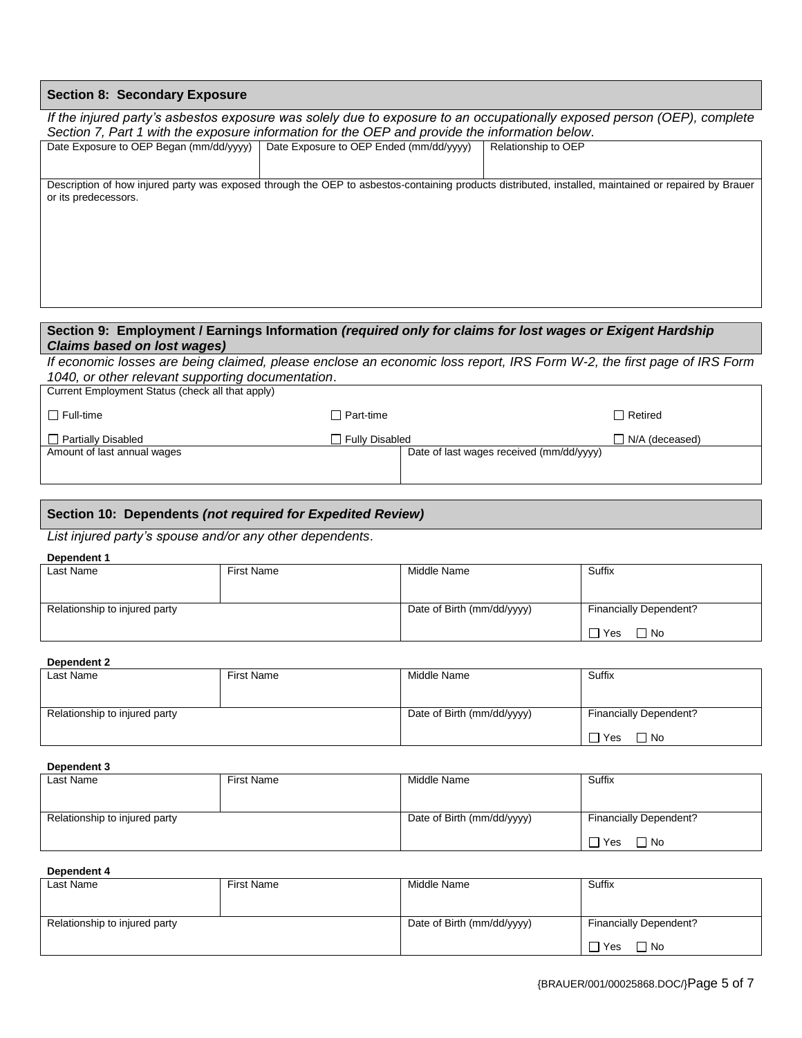## Section 8: Secondary Exposure

*If the injured party's asbestos exposure was solely due to exposure to an occupationally exposed person (OEP), complete Section 7, Part 1 with the exposure information for the OEP and provide the information below.*

| Date Exposure to OEP Began (mm/dd/yyyy) | Date Exposure to OEP Ended (mm/dd/yyyy) | Relationship to OEP |
|---|---|---|
| | | |

| Description of how injured party was exposed through the OEP to asbestos-containing products distributed, installed, maintained or repaired by Brauer or its predecessors. |
|---|
| |

## Section 9: Employment / Earnings Information *(required only for claims for lost wages or Exigent Hardship Claims based on lost wages)*

*If economic losses are being claimed, please enclose an economic loss report, IRS Form W-2, the first page of IRS Form 1040, or other relevant supporting documentation.*

Current Employment Status (check all that apply)

| | | |
|---|---|---|
| ☐ Full-time | ☐ Part-time | ☐ Retired |
| ☐ Partially Disabled | ☐ Fully Disabled | ☐ N/A (deceased) |

| Amount of last annual wages | Date of last wages received (mm/dd/yyyy) |
|---|---|
| | |

## Section 10: Dependents *(not required for Expedited Review)*

*List injured party's spouse and/or any other dependents.*

**Dependent 1**

| Last Name | First Name | Middle Name | Suffix |
|---|---|---|---|
| | | | |
| Relationship to injured party | | Date of Birth (mm/dd/yyyy) | Financially Dependent? ☐ Yes ☐ No |

**Dependent 2**

| Last Name | First Name | Middle Name | Suffix |
|---|---|---|---|
| | | | |
| Relationship to injured party | | Date of Birth (mm/dd/yyyy) | Financially Dependent? ☐ Yes ☐ No |

**Dependent 3**

| Last Name | First Name | Middle Name | Suffix |
|---|---|---|---|
| | | | |
| Relationship to injured party | | Date of Birth (mm/dd/yyyy) | Financially Dependent? ☐ Yes ☐ No |

**Dependent 4**

| Last Name | First Name | Middle Name | Suffix |
|---|---|---|---|
| | | | |
| Relationship to injured party | | Date of Birth (mm/dd/yyyy) | Financially Dependent? ☐ Yes ☐ No |

{BRAUER/001/00025868.DOC/}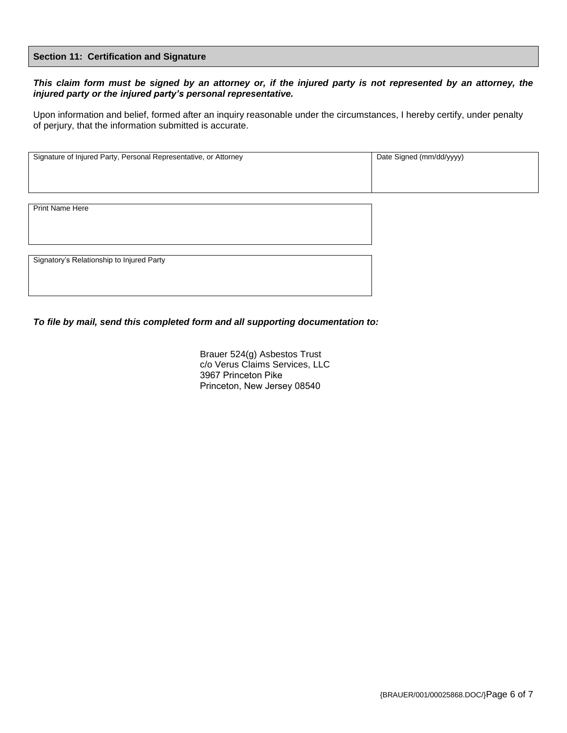## Section 11: Certification and Signature

***This claim form must be signed by an attorney or, if the injured party is not represented by an attorney, the injured party or the injured party's personal representative.***

Upon information and belief, formed after an inquiry reasonable under the circumstances, I hereby certify, under penalty of perjury, that the information submitted is accurate.

| Signature of Injured Party, Personal Representative, or Attorney | Date Signed (mm/dd/yyyy) |
| --- | --- |
| | |

| Print Name Here |
| --- |
| |

| Signatory's Relationship to Injured Party |
| --- |
| |

***To file by mail, send this completed form and all supporting documentation to:***

Brauer 524(g) Asbestos Trust
c/o Verus Claims Services, LLC
3967 Princeton Pike
Princeton, New Jersey 08540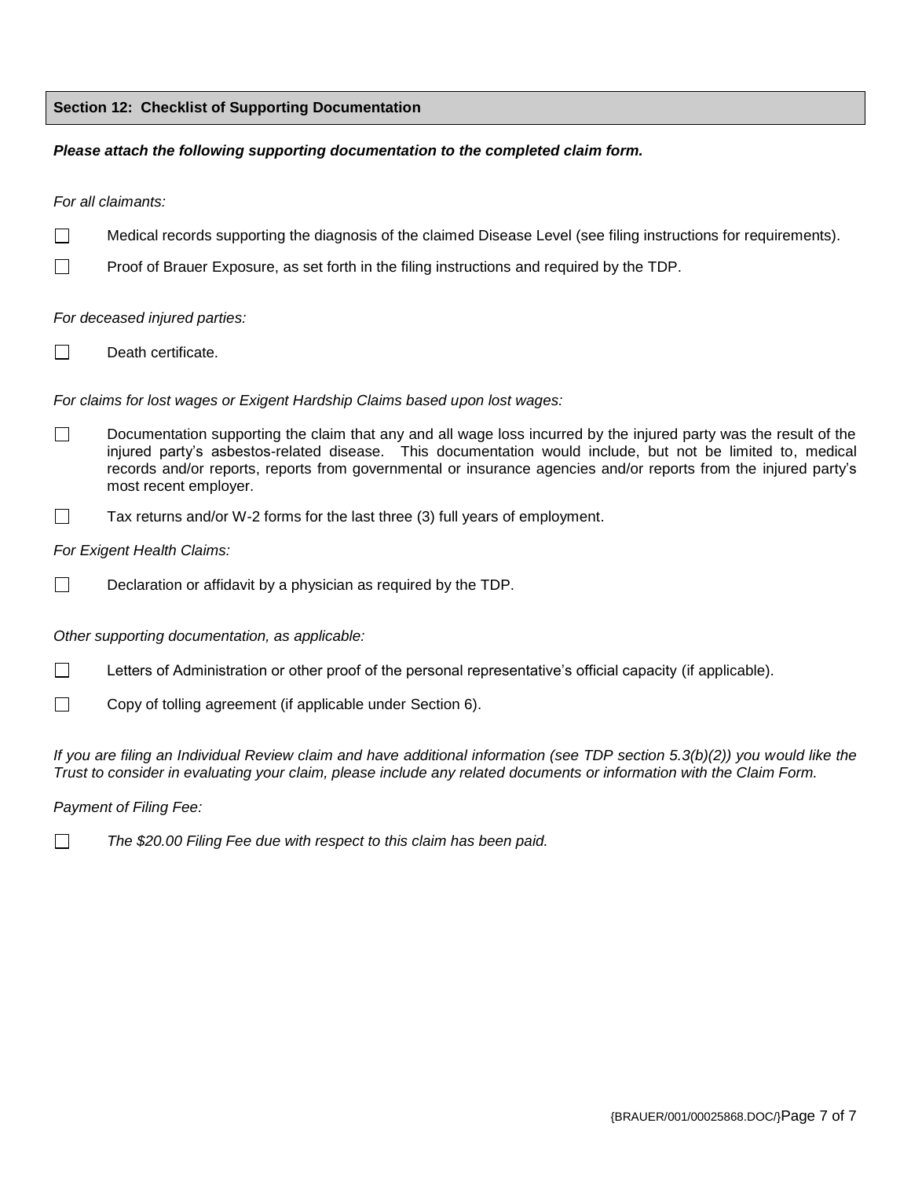## Section 12: Checklist of Supporting Documentation

***Please attach the following supporting documentation to the completed claim form.***

*For all claimants:*

- ☐ Medical records supporting the diagnosis of the claimed Disease Level (see filing instructions for requirements).
- ☐ Proof of Brauer Exposure, as set forth in the filing instructions and required by the TDP.

*For deceased injured parties:*

- ☐ Death certificate.

*For claims for lost wages or Exigent Hardship Claims based upon lost wages:*

- ☐ Documentation supporting the claim that any and all wage loss incurred by the injured party was the result of the injured party's asbestos-related disease. This documentation would include, but not be limited to, medical records and/or reports, reports from governmental or insurance agencies and/or reports from the injured party's most recent employer.
- ☐ Tax returns and/or W-2 forms for the last three (3) full years of employment.

*For Exigent Health Claims:*

- ☐ Declaration or affidavit by a physician as required by the TDP.

*Other supporting documentation, as applicable:*

- ☐ Letters of Administration or other proof of the personal representative's official capacity (if applicable).
- ☐ Copy of tolling agreement (if applicable under Section 6).

*If you are filing an Individual Review claim and have additional information (see TDP section 5.3(b)(2)) you would like the Trust to consider in evaluating your claim, please include any related documents or information with the Claim Form.*

*Payment of Filing Fee:*

- ☐ *The $20.00 Filing Fee due with respect to this claim has been paid.*